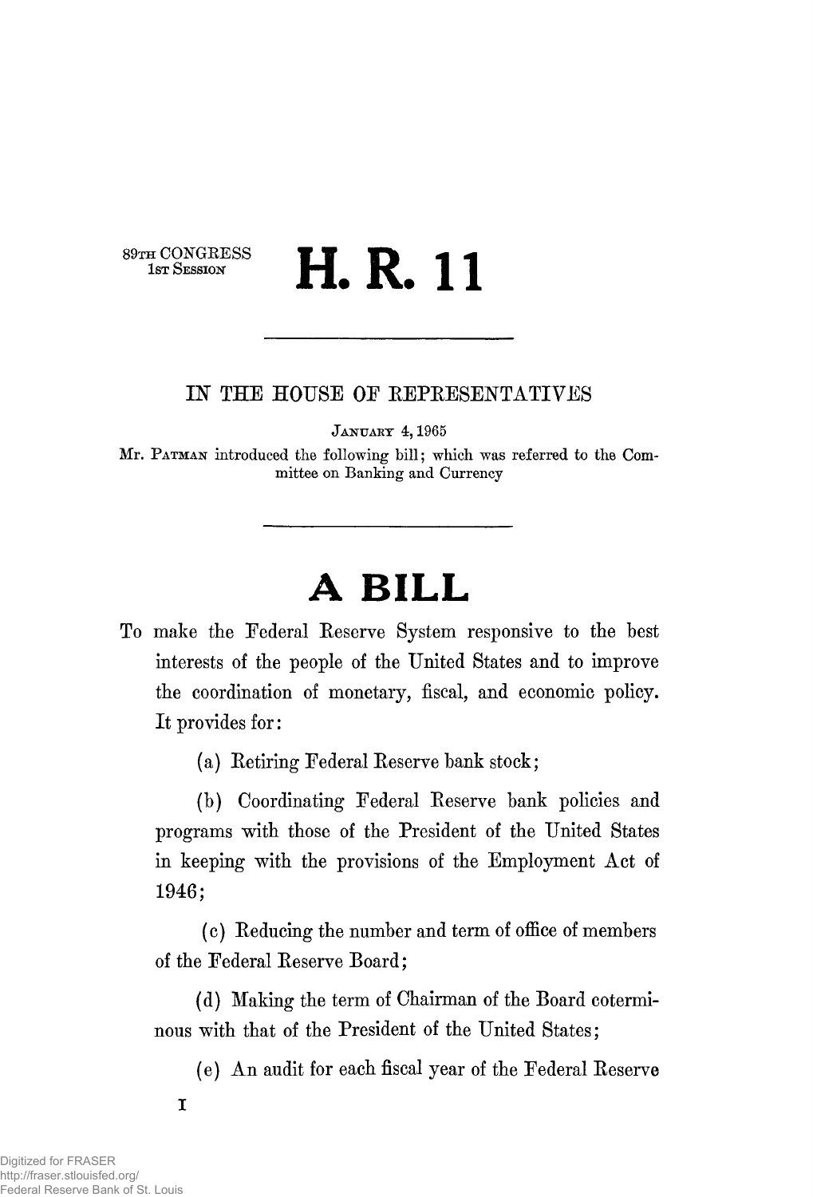89TH CONGRESS
1ST SESSION

# H. R. 11

---

IN THE HOUSE OF REPRESENTATIVES

JANUARY 4, 1965

Mr. PATMAN introduced the following bill; which was referred to the Committee on Banking and Currency

---

# A BILL

To make the Federal Reserve System responsive to the best interests of the people of the United States and to improve the coordination of monetary, fiscal, and economic policy. It provides for:

(a) Retiring Federal Reserve bank stock;

(b) Coordinating Federal Reserve bank policies and programs with those of the President of the United States in keeping with the provisions of the Employment Act of 1946;

(c) Reducing the number and term of office of members of the Federal Reserve Board;

(d) Making the term of Chairman of the Board coterminous with that of the President of the United States;

(e) An audit for each fiscal year of the Federal Reserve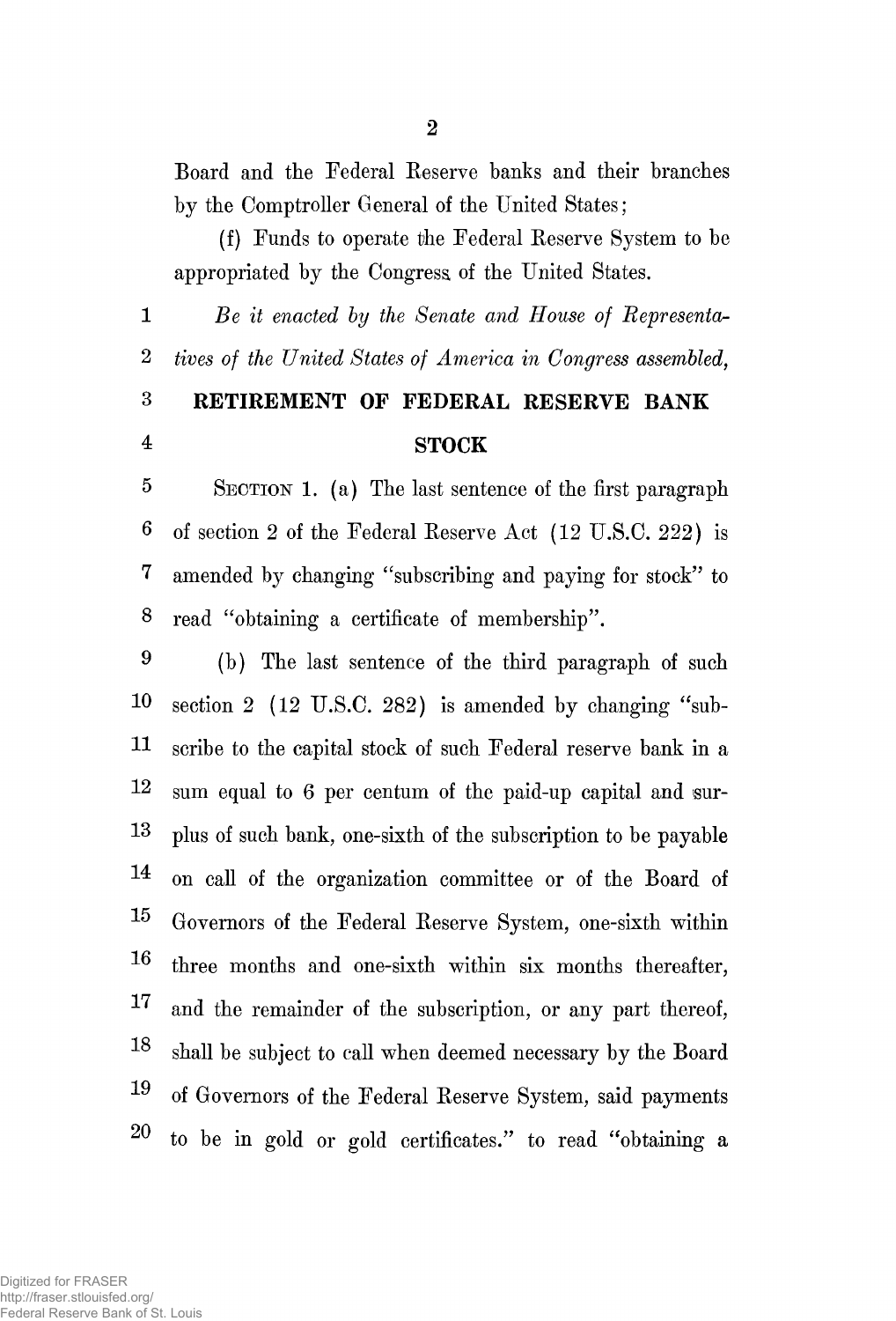Board and the Federal Reserve banks and their branches by the Comptroller General of the United States;

(f) Funds to operate the Federal Reserve System to be appropriated by the Congress of the United States.

1 *Be it enacted by the Senate and House of Representa-*
2 *tives of the United States of America in Congress assembled,*

3 **RETIREMENT OF FEDERAL RESERVE BANK**
4 **STOCK**

5 SECTION 1. (a) The last sentence of the first paragraph
6 of section 2 of the Federal Reserve Act (12 U.S.C. 222) is
7 amended by changing "subscribing and paying for stock" to
8 read "obtaining a certificate of membership".

9 (b) The last sentence of the third paragraph of such
10 section 2 (12 U.S.C. 282) is amended by changing "sub-
11 scribe to the capital stock of such Federal reserve bank in a
12 sum equal to 6 per centum of the paid-up capital and sur-
13 plus of such bank, one-sixth of the subscription to be payable
14 on call of the organization committee or of the Board of
15 Governors of the Federal Reserve System, one-sixth within
16 three months and one-sixth within six months thereafter,
17 and the remainder of the subscription, or any part thereof,
18 shall be subject to call when deemed necessary by the Board
19 of Governors of the Federal Reserve System, said payments
20 to be in gold or gold certificates." to read "obtaining a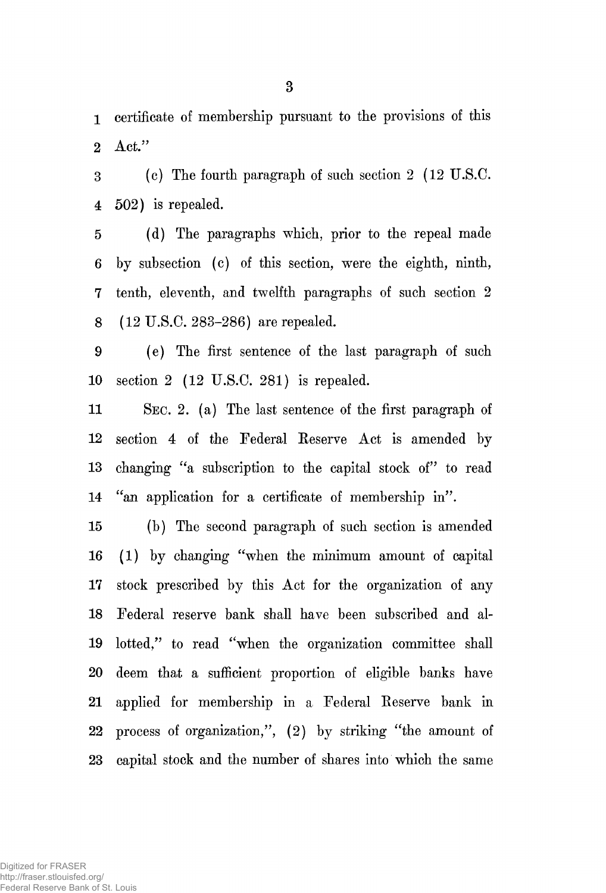certificate of membership pursuant to the provisions of this Act."

(c) The fourth paragraph of such section 2 (12 U.S.C. 502) is repealed.

(d) The paragraphs which, prior to the repeal made by subsection (c) of this section, were the eighth, ninth, tenth, eleventh, and twelfth paragraphs of such section 2 (12 U.S.C. 283–286) are repealed.

(e) The first sentence of the last paragraph of such section 2 (12 U.S.C. 281) is repealed.

SEC. 2. (a) The last sentence of the first paragraph of section 4 of the Federal Reserve Act is amended by changing "a subscription to the capital stock of" to read "an application for a certificate of membership in".

(b) The second paragraph of such section is amended (1) by changing "when the minimum amount of capital stock prescribed by this Act for the organization of any Federal reserve bank shall have been subscribed and allotted," to read "when the organization committee shall deem that a sufficient proportion of eligible banks have applied for membership in a Federal Reserve bank in process of organization,", (2) by striking "the amount of capital stock and the number of shares into which the same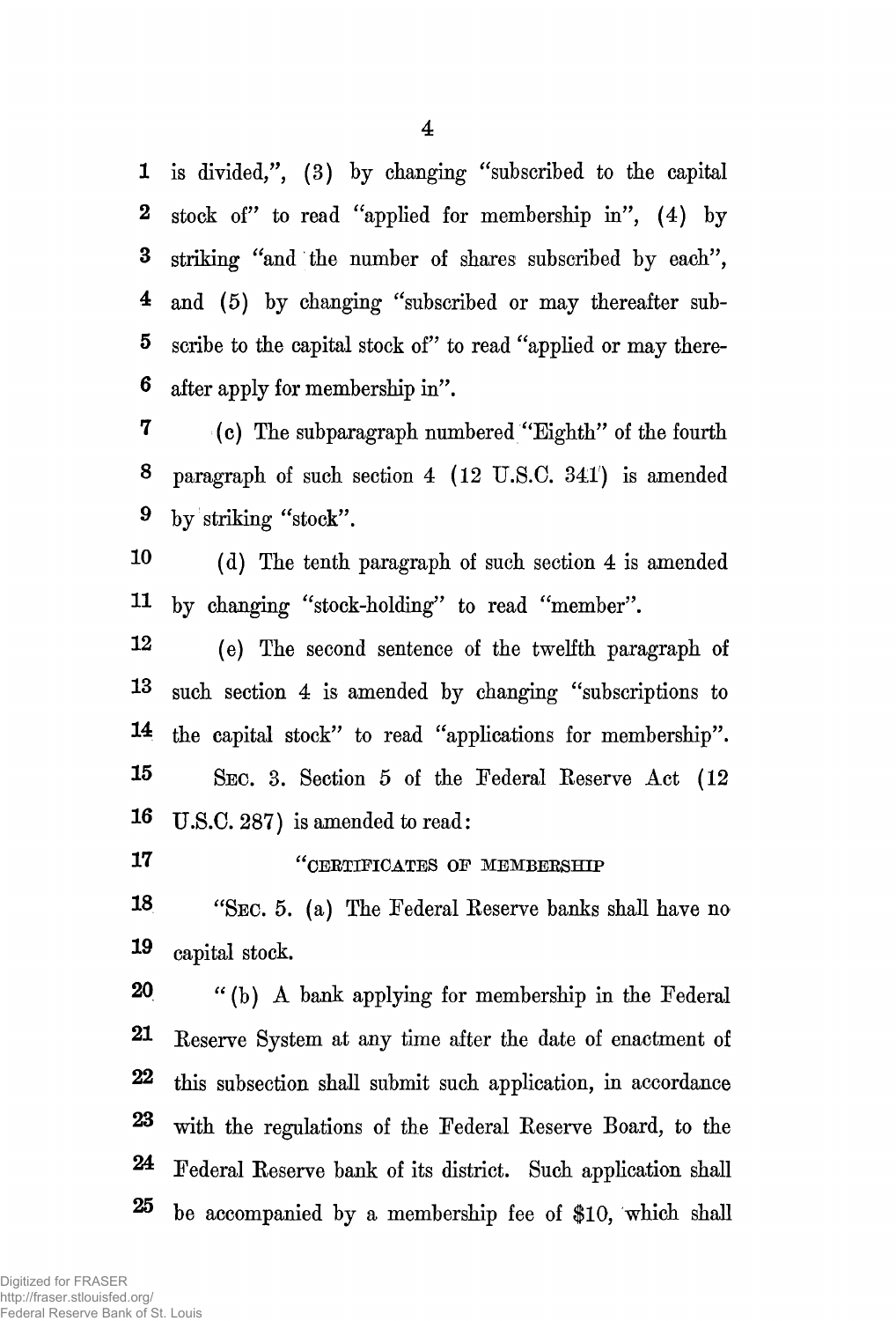is divided,", (3) by changing "subscribed to the capital stock of" to read "applied for membership in", (4) by striking "and the number of shares subscribed by each", and (5) by changing "subscribed or may thereafter subscribe to the capital stock of" to read "applied or may thereafter apply for membership in".

(c) The subparagraph numbered "Eighth" of the fourth paragraph of such section 4 (12 U.S.C. 341) is amended by striking "stock".

(d) The tenth paragraph of such section 4 is amended by changing "stock-holding" to read "member".

(e) The second sentence of the twelfth paragraph of such section 4 is amended by changing "subscriptions to the capital stock" to read "applications for membership".

SEC. 3. Section 5 of the Federal Reserve Act (12 U.S.C. 287) is amended to read:

"CERTIFICATES OF MEMBERSHIP

"SEC. 5. (a) The Federal Reserve banks shall have no capital stock.

"(b) A bank applying for membership in the Federal Reserve System at any time after the date of enactment of this subsection shall submit such application, in accordance with the regulations of the Federal Reserve Board, to the Federal Reserve bank of its district. Such application shall be accompanied by a membership fee of $10, which shall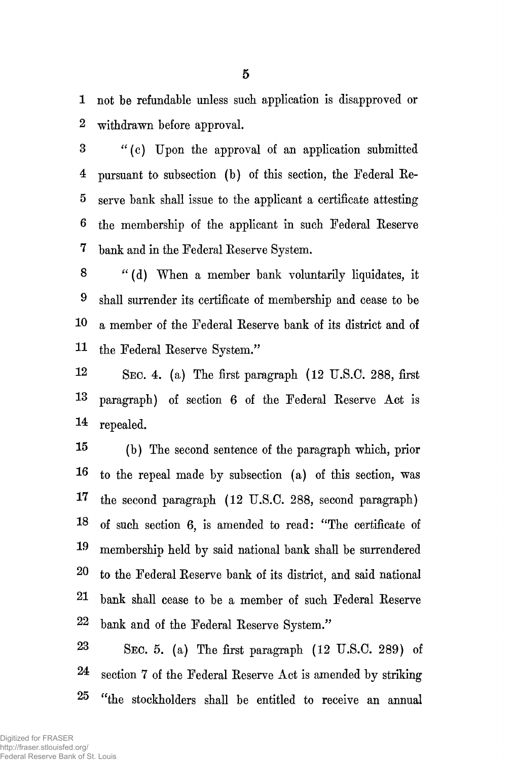not be refundable unless such application is disapproved or withdrawn before approval.

"(c) Upon the approval of an application submitted pursuant to subsection (b) of this section, the Federal Reserve bank shall issue to the applicant a certificate attesting the membership of the applicant in such Federal Reserve bank and in the Federal Reserve System.

"(d) When a member bank voluntarily liquidates, it shall surrender its certificate of membership and cease to be a member of the Federal Reserve bank of its district and of the Federal Reserve System."

SEC. 4. (a) The first paragraph (12 U.S.C. 288, first paragraph) of section 6 of the Federal Reserve Act is repealed.

(b) The second sentence of the paragraph which, prior to the repeal made by subsection (a) of this section, was the second paragraph (12 U.S.C. 288, second paragraph) of such section 6, is amended to read: "The certificate of membership held by said national bank shall be surrendered to the Federal Reserve bank of its district, and said national bank shall cease to be a member of such Federal Reserve bank and of the Federal Reserve System."

SEC. 5. (a) The first paragraph (12 U.S.C. 289) of section 7 of the Federal Reserve Act is amended by striking "the stockholders shall be entitled to receive an annual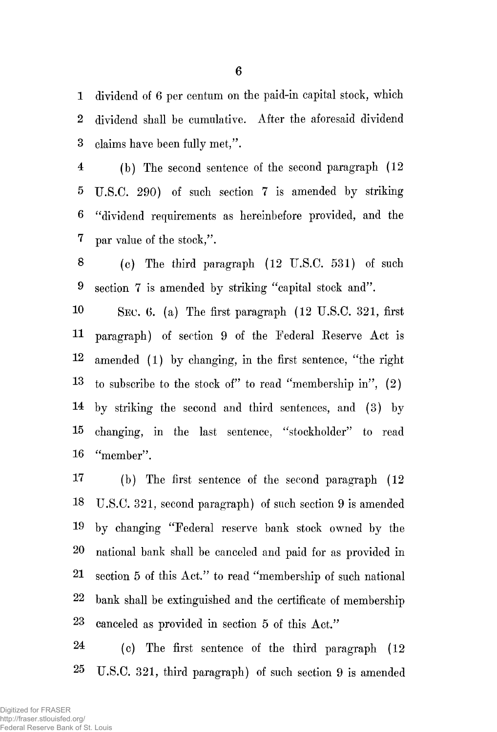dividend of 6 per centum on the paid-in capital stock, which dividend shall be cumulative. After the aforesaid dividend claims have been fully met,".

(b) The second sentence of the second paragraph (12 U.S.C. 290) of such section 7 is amended by striking "dividend requirements as hereinbefore provided, and the par value of the stock,".

(c) The third paragraph (12 U.S.C. 531) of such section 7 is amended by striking "capital stock and".

SEC. 6. (a) The first paragraph (12 U.S.C. 321, first paragraph) of section 9 of the Federal Reserve Act is amended (1) by changing, in the first sentence, "the right to subscribe to the stock of" to read "membership in", (2) by striking the second and third sentences, and (3) by changing, in the last sentence, "stockholder" to read "member".

(b) The first sentence of the second paragraph (12 U.S.C. 321, second paragraph) of such section 9 is amended by changing "Federal reserve bank stock owned by the national bank shall be canceled and paid for as provided in section 5 of this Act." to read "membership of such national bank shall be extinguished and the certificate of membership canceled as provided in section 5 of this Act."

(c) The first sentence of the third paragraph (12 U.S.C. 321, third paragraph) of such section 9 is amended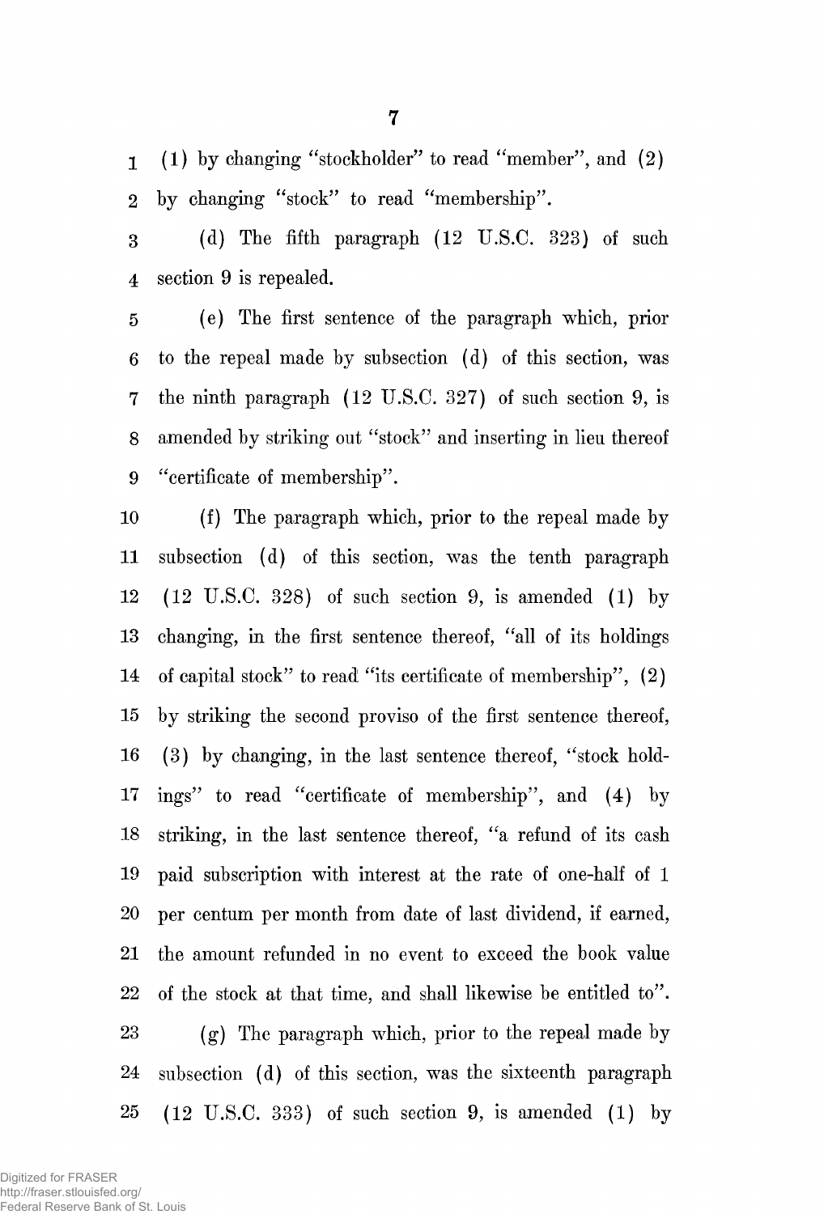(1) by changing "stockholder" to read "member", and (2) by changing "stock" to read "membership".

(d) The fifth paragraph (12 U.S.C. 323) of such section 9 is repealed.

(e) The first sentence of the paragraph which, prior to the repeal made by subsection (d) of this section, was the ninth paragraph (12 U.S.C. 327) of such section 9, is amended by striking out "stock" and inserting in lieu thereof "certificate of membership".

(f) The paragraph which, prior to the repeal made by subsection (d) of this section, was the tenth paragraph (12 U.S.C. 328) of such section 9, is amended (1) by changing, in the first sentence thereof, "all of its holdings of capital stock" to read "its certificate of membership", (2) by striking the second proviso of the first sentence thereof, (3) by changing, in the last sentence thereof, "stock holdings" to read "certificate of membership", and (4) by striking, in the last sentence thereof, "a refund of its cash paid subscription with interest at the rate of one-half of 1 per centum per month from date of last dividend, if earned, the amount refunded in no event to exceed the book value of the stock at that time, and shall likewise be entitled to".

(g) The paragraph which, prior to the repeal made by subsection (d) of this section, was the sixteenth paragraph (12 U.S.C. 333) of such section 9, is amended (1) by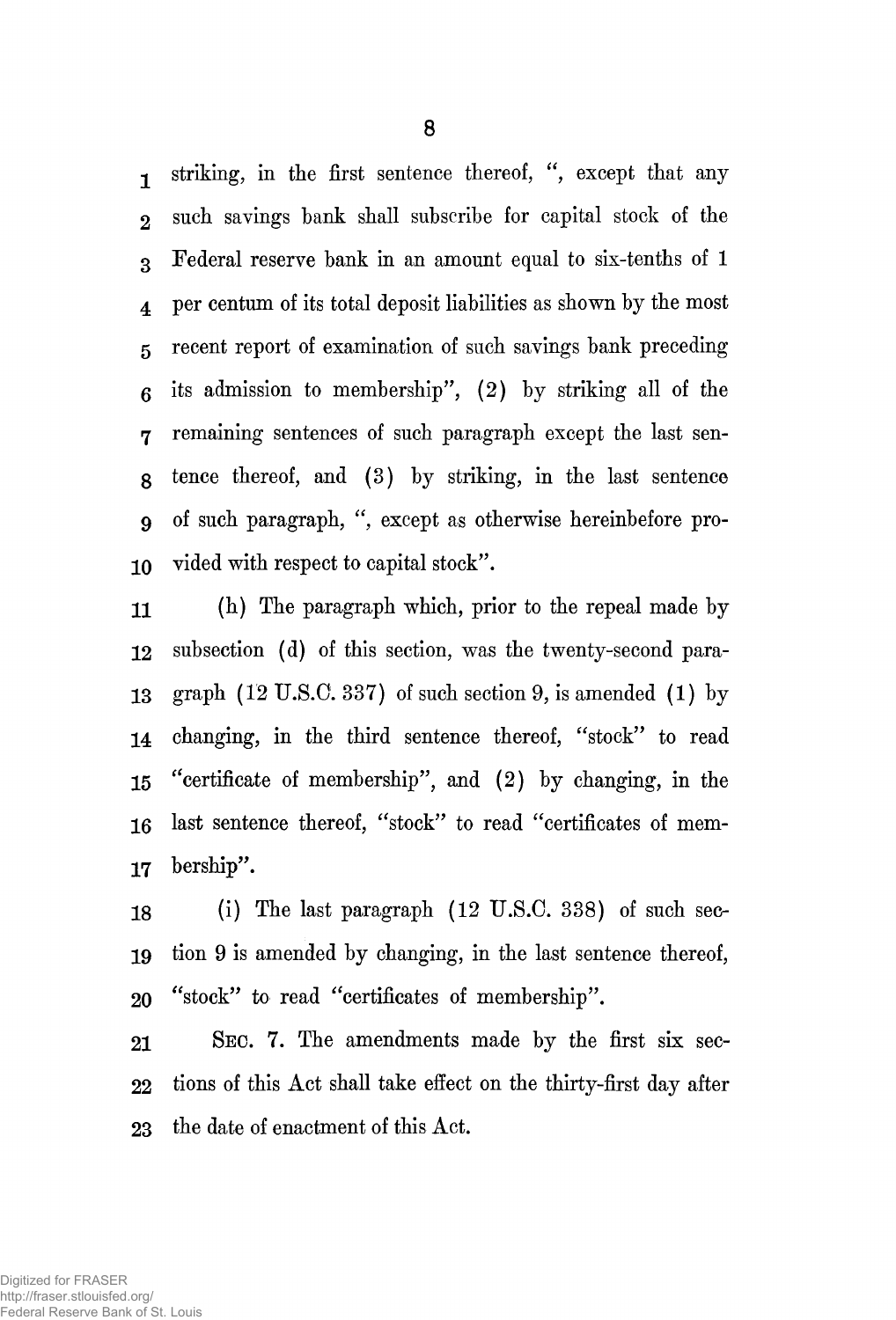striking, in the first sentence thereof, ", except that any such savings bank shall subscribe for capital stock of the Federal reserve bank in an amount equal to six-tenths of 1 per centum of its total deposit liabilities as shown by the most recent report of examination of such savings bank preceding its admission to membership", (2) by striking all of the remaining sentences of such paragraph except the last sentence thereof, and (3) by striking, in the last sentence of such paragraph, ", except as otherwise hereinbefore provided with respect to capital stock".

(h) The paragraph which, prior to the repeal made by subsection (d) of this section, was the twenty-second paragraph (12 U.S.C. 337) of such section 9, is amended (1) by changing, in the third sentence thereof, "stock" to read "certificate of membership", and (2) by changing, in the last sentence thereof, "stock" to read "certificates of membership".

(i) The last paragraph (12 U.S.C. 338) of such section 9 is amended by changing, in the last sentence thereof, "stock" to read "certificates of membership".

SEC. 7. The amendments made by the first six sections of this Act shall take effect on the thirty-first day after the date of enactment of this Act.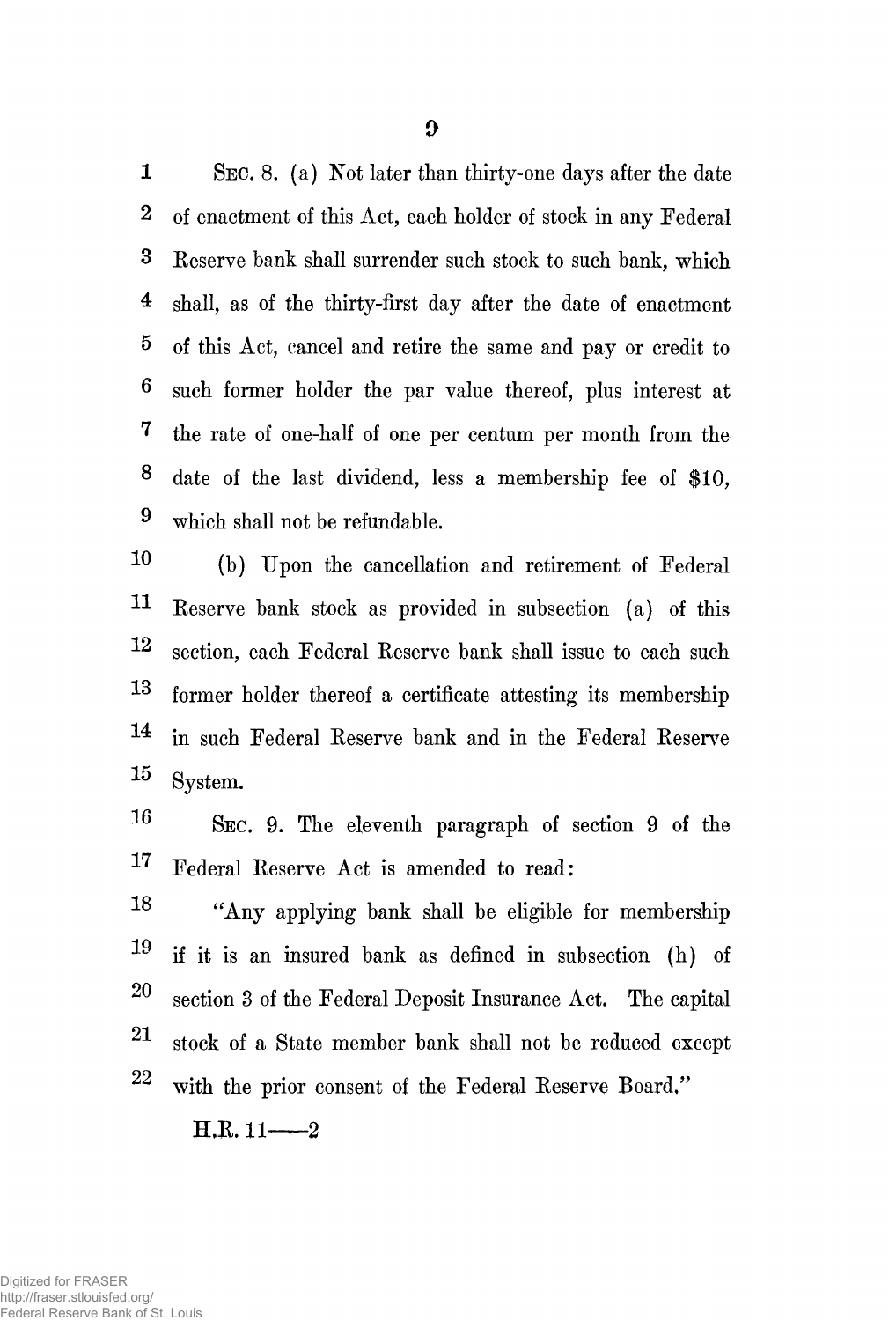SEC. 8. (a) Not later than thirty-one days after the date of enactment of this Act, each holder of stock in any Federal Reserve bank shall surrender such stock to such bank, which shall, as of the thirty-first day after the date of enactment of this Act, cancel and retire the same and pay or credit to such former holder the par value thereof, plus interest at the rate of one-half of one per centum per month from the date of the last dividend, less a membership fee of $10, which shall not be refundable.

(b) Upon the cancellation and retirement of Federal Reserve bank stock as provided in subsection (a) of this section, each Federal Reserve bank shall issue to each such former holder thereof a certificate attesting its membership in such Federal Reserve bank and in the Federal Reserve System.

SEC. 9. The eleventh paragraph of section 9 of the Federal Reserve Act is amended to read:

"Any applying bank shall be eligible for membership if it is an insured bank as defined in subsection (h) of section 3 of the Federal Deposit Insurance Act. The capital stock of a State member bank shall not be reduced except with the prior consent of the Federal Reserve Board."

H.R. 11——2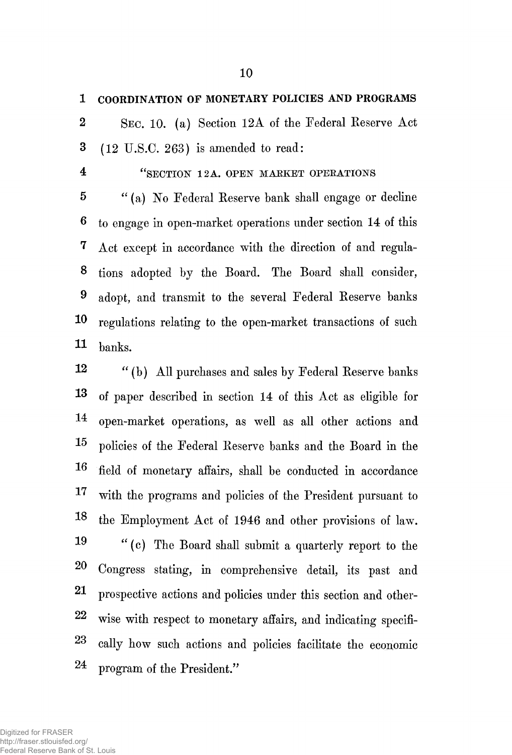## COORDINATION OF MONETARY POLICIES AND PROGRAMS

SEC. 10. (a) Section 12A of the Federal Reserve Act (12 U.S.C. 263) is amended to read:

"SECTION 12A. OPEN MARKET OPERATIONS

"(a) No Federal Reserve bank shall engage or decline to engage in open-market operations under section 14 of this Act except in accordance with the direction of and regulations adopted by the Board. The Board shall consider, adopt, and transmit to the several Federal Reserve banks regulations relating to the open-market transactions of such banks.

"(b) All purchases and sales by Federal Reserve banks of paper described in section 14 of this Act as eligible for open-market operations, as well as all other actions and policies of the Federal Reserve banks and the Board in the field of monetary affairs, shall be conducted in accordance with the programs and policies of the President pursuant to the Employment Act of 1946 and other provisions of law.

"(c) The Board shall submit a quarterly report to the Congress stating, in comprehensive detail, its past and prospective actions and policies under this section and otherwise with respect to monetary affairs, and indicating specifically how such actions and policies facilitate the economic program of the President."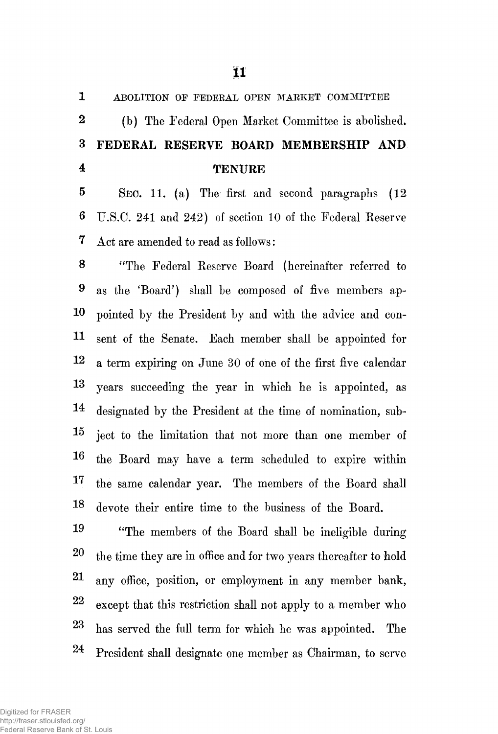ABOLITION OF FEDERAL OPEN MARKET COMMITTEE

(b) The Federal Open Market Committee is abolished.

**FEDERAL RESERVE BOARD MEMBERSHIP AND TENURE**

SEC. 11. (a) The first and second paragraphs (12 U.S.C. 241 and 242) of section 10 of the Federal Reserve Act are amended to read as follows:

"The Federal Reserve Board (hereinafter referred to as the 'Board') shall be composed of five members appointed by the President by and with the advice and consent of the Senate. Each member shall be appointed for a term expiring on June 30 of one of the first five calendar years succeeding the year in which he is appointed, as designated by the President at the time of nomination, subject to the limitation that not more than one member of the Board may have a term scheduled to expire within the same calendar year. The members of the Board shall devote their entire time to the business of the Board.

"The members of the Board shall be ineligible during the time they are in office and for two years thereafter to hold any office, position, or employment in any member bank, except that this restriction shall not apply to a member who has served the full term for which he was appointed. The President shall designate one member as Chairman, to serve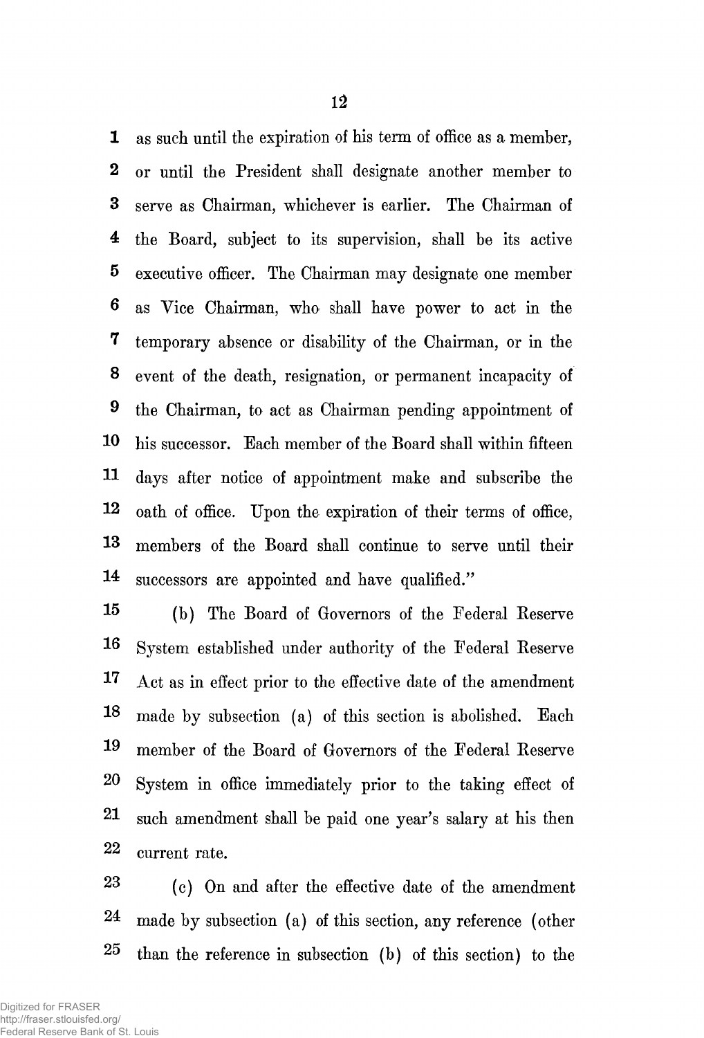as such until the expiration of his term of office as a member, or until the President shall designate another member to serve as Chairman, whichever is earlier. The Chairman of the Board, subject to its supervision, shall be its active executive officer. The Chairman may designate one member as Vice Chairman, who shall have power to act in the temporary absence or disability of the Chairman, or in the event of the death, resignation, or permanent incapacity of the Chairman, to act as Chairman pending appointment of his successor. Each member of the Board shall within fifteen days after notice of appointment make and subscribe the oath of office. Upon the expiration of their terms of office, members of the Board shall continue to serve until their successors are appointed and have qualified."

(b) The Board of Governors of the Federal Reserve System established under authority of the Federal Reserve Act as in effect prior to the effective date of the amendment made by subsection (a) of this section is abolished. Each member of the Board of Governors of the Federal Reserve System in office immediately prior to the taking effect of such amendment shall be paid one year's salary at his then current rate.

(c) On and after the effective date of the amendment made by subsection (a) of this section, any reference (other than the reference in subsection (b) of this section) to the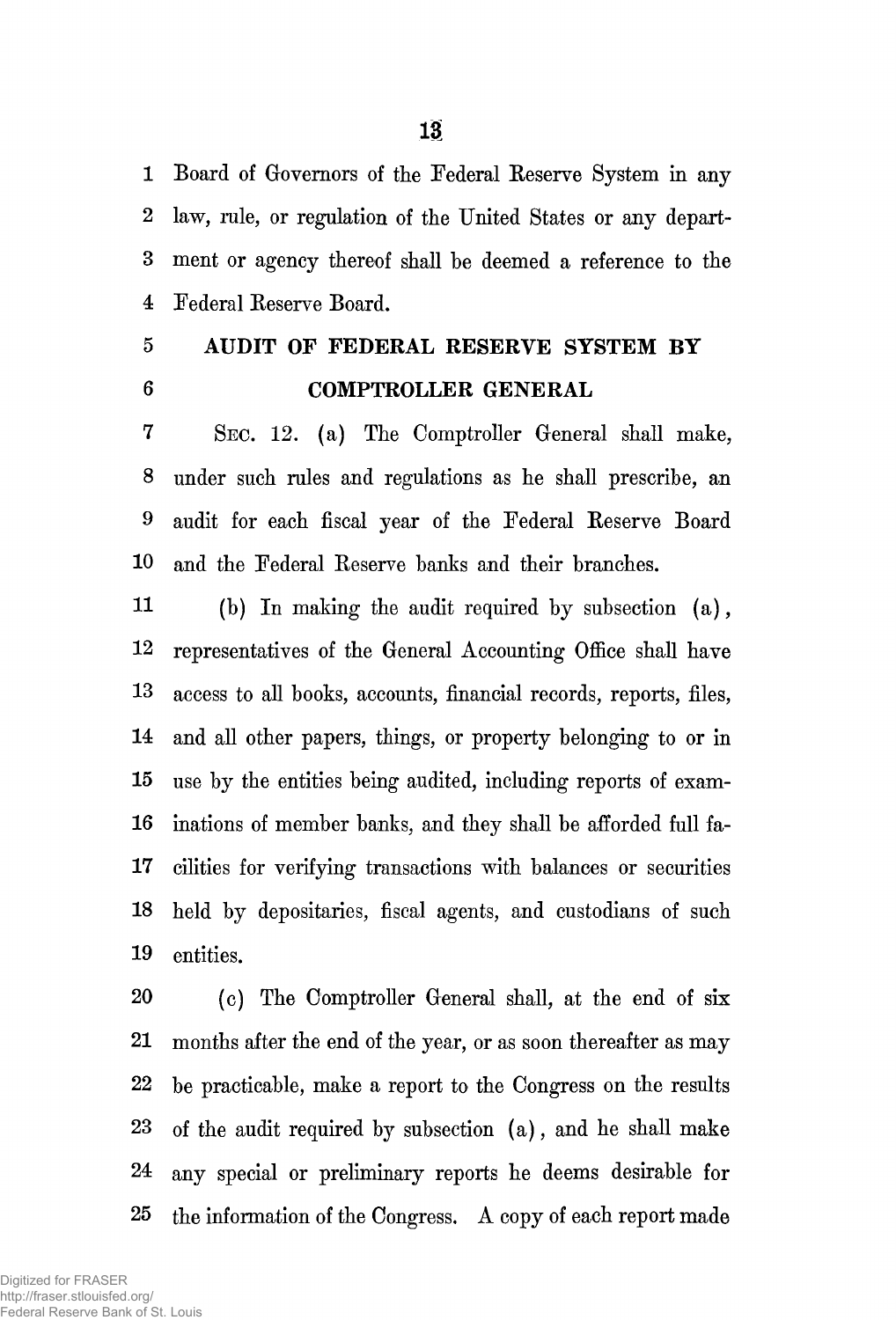Board of Governors of the Federal Reserve System in any law, rule, or regulation of the United States or any department or agency thereof shall be deemed a reference to the Federal Reserve Board.

## AUDIT OF FEDERAL RESERVE SYSTEM BY COMPTROLLER GENERAL

SEC. 12. (a) The Comptroller General shall make, under such rules and regulations as he shall prescribe, an audit for each fiscal year of the Federal Reserve Board and the Federal Reserve banks and their branches.

(b) In making the audit required by subsection (a), representatives of the General Accounting Office shall have access to all books, accounts, financial records, reports, files, and all other papers, things, or property belonging to or in use by the entities being audited, including reports of examinations of member banks, and they shall be afforded full facilities for verifying transactions with balances or securities held by depositaries, fiscal agents, and custodians of such entities.

(c) The Comptroller General shall, at the end of six months after the end of the year, or as soon thereafter as may be practicable, make a report to the Congress on the results of the audit required by subsection (a), and he shall make any special or preliminary reports he deems desirable for the information of the Congress. A copy of each report made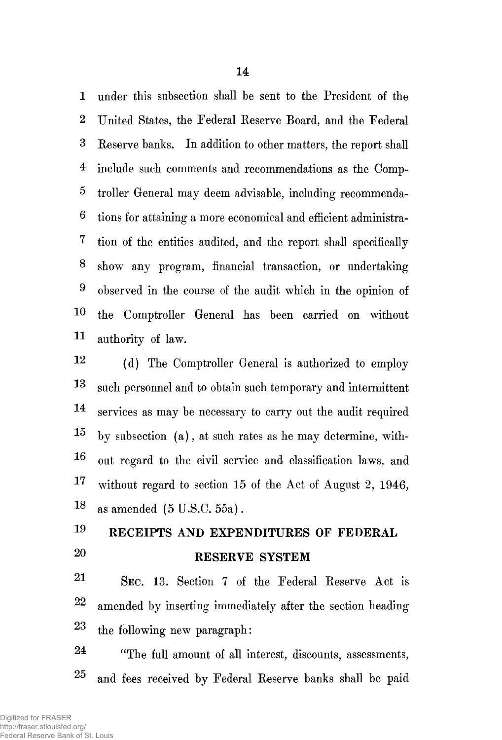under this subsection shall be sent to the President of the United States, the Federal Reserve Board, and the Federal Reserve banks. In addition to other matters, the report shall include such comments and recommendations as the Comptroller General may deem advisable, including recommendations for attaining a more economical and efficient administration of the entities audited, and the report shall specifically show any program, financial transaction, or undertaking observed in the course of the audit which in the opinion of the Comptroller General has been carried on without authority of law.

(d) The Comptroller General is authorized to employ such personnel and to obtain such temporary and intermittent services as may be necessary to carry out the audit required by subsection (a), at such rates as he may determine, without regard to the civil service and classification laws, and without regard to section 15 of the Act of August 2, 1946, as amended (5 U.S.C. 55a).

## RECEIPTS AND EXPENDITURES OF FEDERAL RESERVE SYSTEM

SEC. 13. Section 7 of the Federal Reserve Act is amended by inserting immediately after the section heading the following new paragraph:

"The full amount of all interest, discounts, assessments, and fees received by Federal Reserve banks shall be paid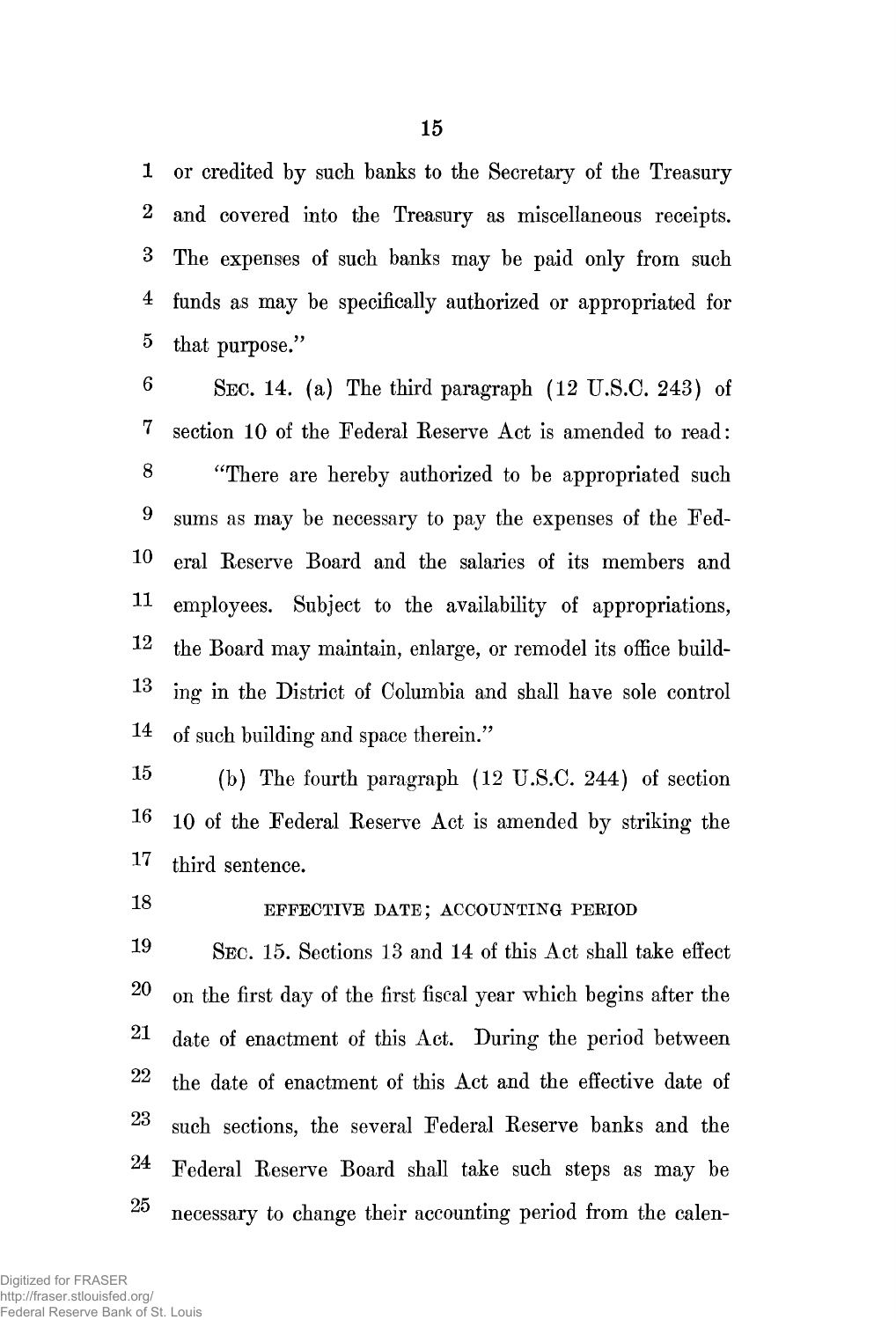or credited by such banks to the Secretary of the Treasury and covered into the Treasury as miscellaneous receipts. The expenses of such banks may be paid only from such funds as may be specifically authorized or appropriated for that purpose."

SEC. 14. (a) The third paragraph (12 U.S.C. 243) of section 10 of the Federal Reserve Act is amended to read:

"There are hereby authorized to be appropriated such sums as may be necessary to pay the expenses of the Federal Reserve Board and the salaries of its members and employees. Subject to the availability of appropriations, the Board may maintain, enlarge, or remodel its office building in the District of Columbia and shall have sole control of such building and space therein."

(b) The fourth paragraph (12 U.S.C. 244) of section 10 of the Federal Reserve Act is amended by striking the third sentence.

EFFECTIVE DATE; ACCOUNTING PERIOD

SEC. 15. Sections 13 and 14 of this Act shall take effect on the first day of the first fiscal year which begins after the date of enactment of this Act. During the period between the date of enactment of this Act and the effective date of such sections, the several Federal Reserve banks and the Federal Reserve Board shall take such steps as may be necessary to change their accounting period from the calen-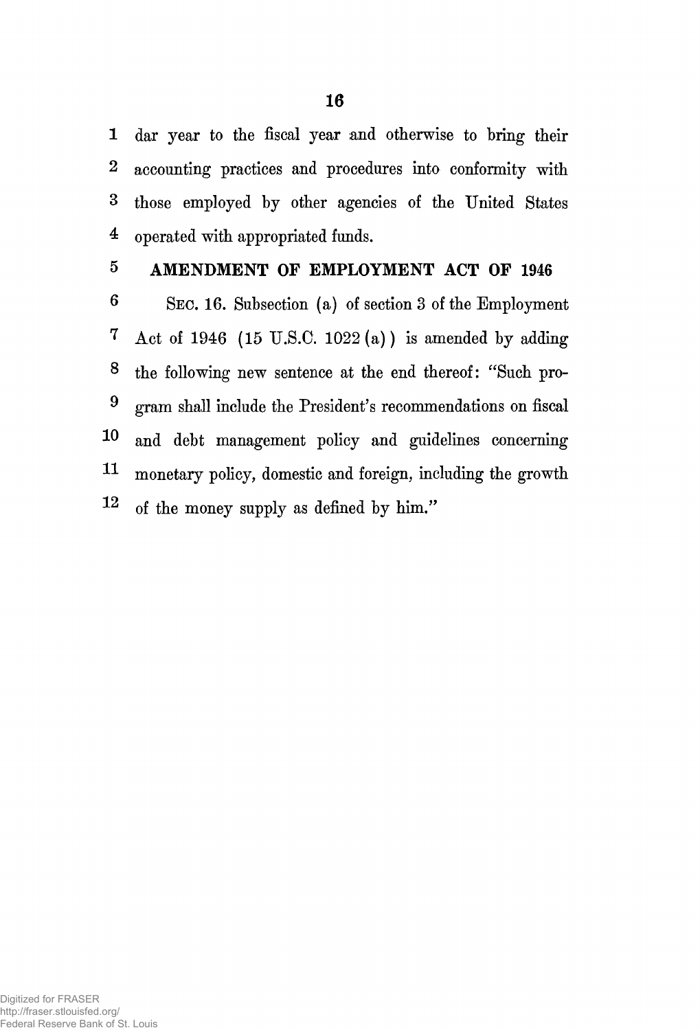dar year to the fiscal year and otherwise to bring their accounting practices and procedures into conformity with those employed by other agencies of the United States operated with appropriated funds.

## AMENDMENT OF EMPLOYMENT ACT OF 1946

SEC. 16. Subsection (a) of section 3 of the Employment Act of 1946 (15 U.S.C. 1022 (a)) is amended by adding the following new sentence at the end thereof: "Such program shall include the President's recommendations on fiscal and debt management policy and guidelines concerning monetary policy, domestic and foreign, including the growth of the money supply as defined by him."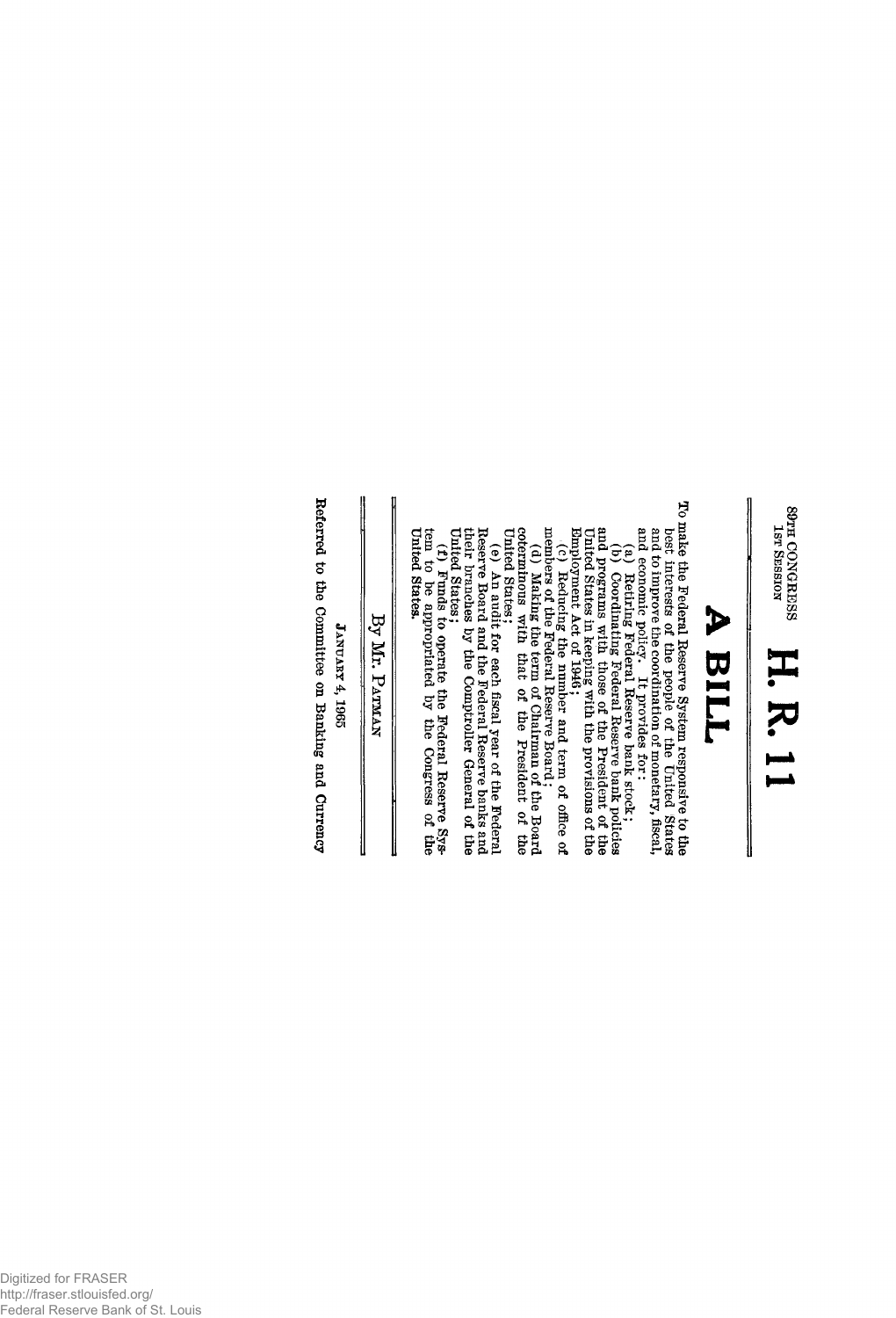89TH CONGRESS
1ST SESSION

# H. R. 11

# A BILL

To make the Federal Reserve System responsive to the best interests of the people of the United States and to improve the coordination of monetary, fiscal, and economic policy. It provides for:

(a) Retiring Federal Reserve bank stock;

(b) Coordinating Federal Reserve bank policies and programs with those of the President of the United States in keeping with the provisions of the Employment Act of 1946;

(c) Reducing the number and term of office of members of the Federal Reserve Board;

(d) Making the term of Chairman of the Board coterminous with that of the President of the United States;

(e) An audit for each fiscal year of the Federal Reserve Board and the Federal Reserve banks and their branches by the Comptroller General of the United States;

(f) Funds to operate the Federal Reserve System to be appropriated by the Congress of the United States.

By Mr. PATMAN

JANUARY 4, 1965

Referred to the Committee on Banking and Currency